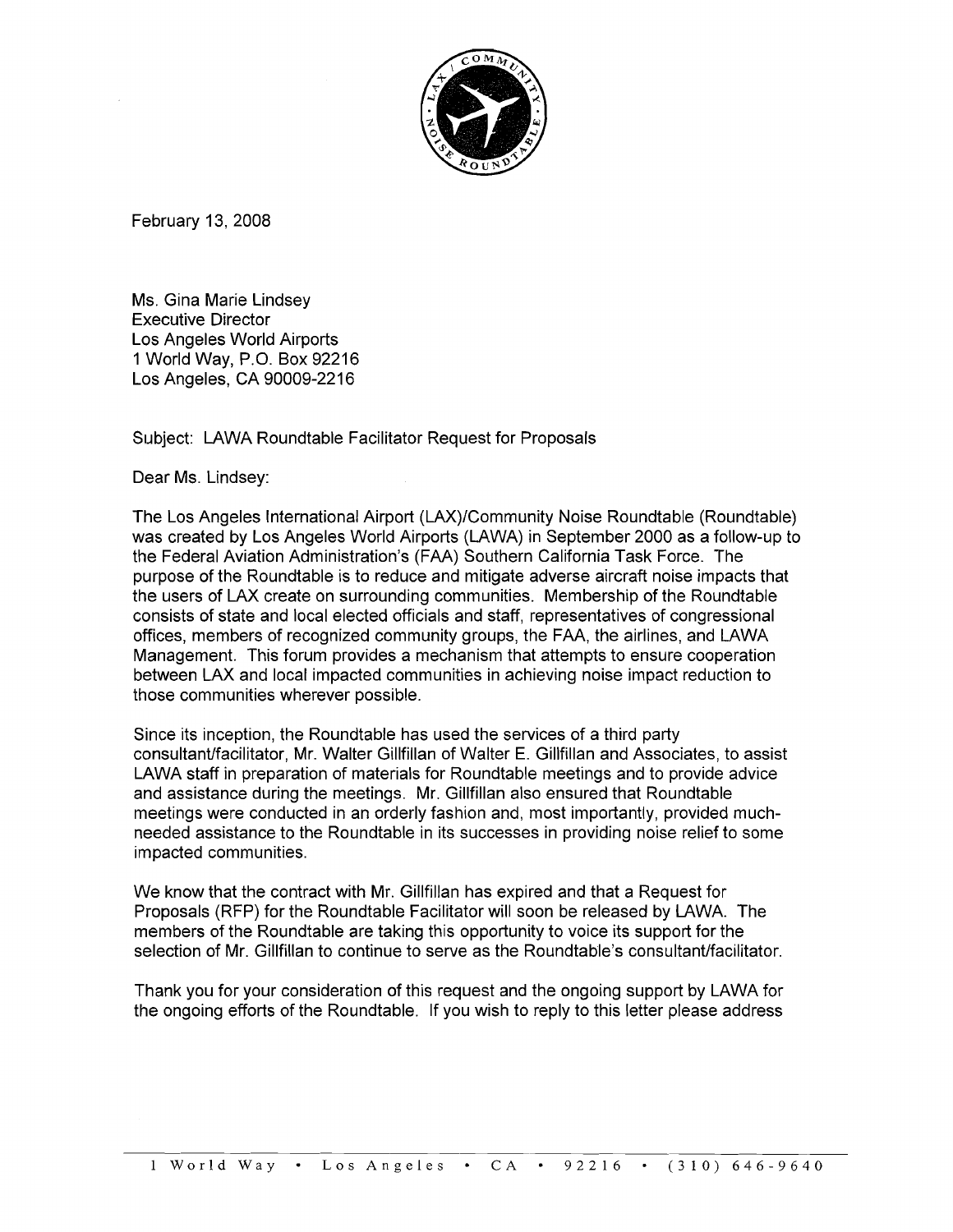February 13, 2008

Ms. Gina Marie Lindsey
Executive Director
Los Angeles World Airports
1 World Way, P.O. Box 92216
Los Angeles, CA 90009-2216

Subject: LAWA Roundtable Facilitator Request for Proposals

Dear Ms. Lindsey:

The Los Angeles International Airport (LAX)/Community Noise Roundtable (Roundtable) was created by Los Angeles World Airports (LAWA) in September 2000 as a follow-up to the Federal Aviation Administration's (FAA) Southern California Task Force. The purpose of the Roundtable is to reduce and mitigate adverse aircraft noise impacts that the users of LAX create on surrounding communities. Membership of the Roundtable consists of state and local elected officials and staff, representatives of congressional offices, members of recognized community groups, the FAA, the airlines, and LAWA Management. This forum provides a mechanism that attempts to ensure cooperation between LAX and local impacted communities in achieving noise impact reduction to those communities wherever possible.

Since its inception, the Roundtable has used the services of a third party consultant/facilitator, Mr. Walter Gillfillan of Walter E. Gillfillan and Associates, to assist LAWA staff in preparation of materials for Roundtable meetings and to provide advice and assistance during the meetings. Mr. Gillfillan also ensured that Roundtable meetings were conducted in an orderly fashion and, most importantly, provided much-needed assistance to the Roundtable in its successes in providing noise relief to some impacted communities.

We know that the contract with Mr. Gillfillan has expired and that a Request for Proposals (RFP) for the Roundtable Facilitator will soon be released by LAWA. The members of the Roundtable are taking this opportunity to voice its support for the selection of Mr. Gillfillan to continue to serve as the Roundtable's consultant/facilitator.

Thank you for your consideration of this request and the ongoing support by LAWA for the ongoing efforts of the Roundtable. If you wish to reply to this letter please address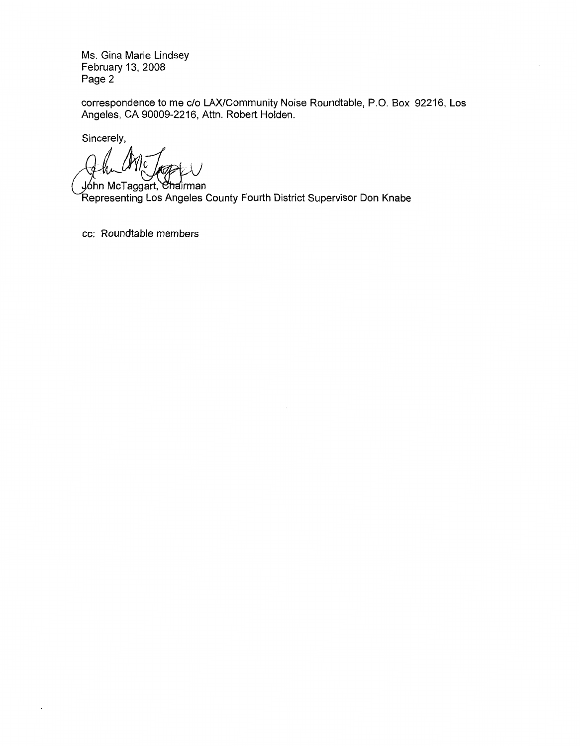Ms. Gina Marie Lindsey
February 13, 2008
Page 2

correspondence to me c/o LAX/Community Noise Roundtable, P.O. Box 92216, Los Angeles, CA 90009-2216, Attn. Robert Holden.

Sincerely,

John McTaggart, Chairman
Representing Los Angeles County Fourth District Supervisor Don Knabe

cc: Roundtable members